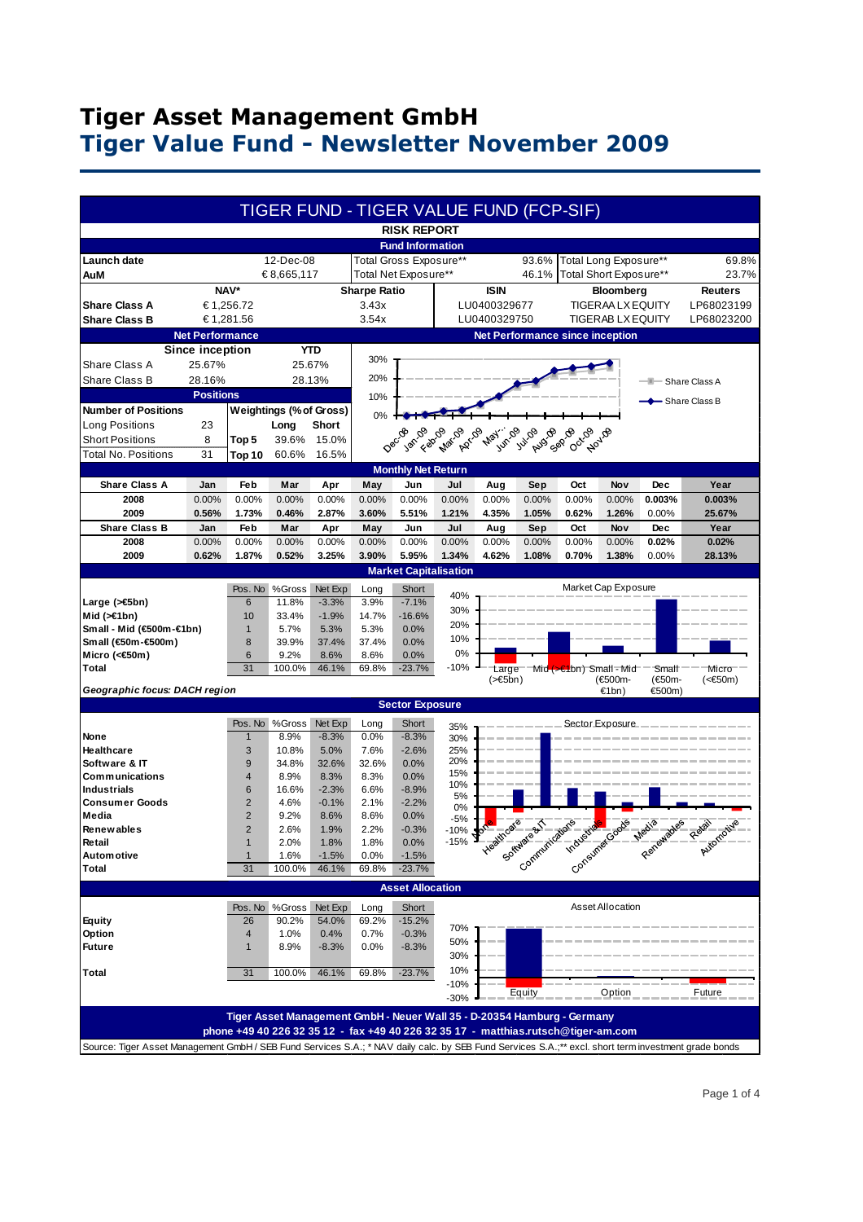# Tiger Asset Management GmbH

## Tiger Value Fund - Newsletter November 2009

### TIGER FUND - TIGER VALUE FUND (FCP-SIF)

**RISK REPORT**

**Fund Information**

| | | | | | |
|---|---|---|---|---|---|
| **Launch date** | 12-Dec-08 | Total Gross Exposure** | 93.6% | Total Long Exposure** | 69.8% |
| **AuM** | € 8,665,117 | Total Net Exposure** | 46.1% | Total Short Exposure** | 23.7% |

| | NAV* | Sharpe Ratio | ISIN | Bloomberg | Reuters |
|---|---|---|---|---|---|
| **Share Class A** | € 1,256.72 | 3.43x | LU0400329677 | TIGERAA LX EQUITY | LP68023199 |
| **Share Class B** | € 1,281.56 | 3.54x | LU0400329750 | TIGERAB LX EQUITY | LP68023200 |

**Net Performance**

| | Since inception | YTD |
|---|---|---|
| Share Class A | 25.67% | 25.67% |
| Share Class B | 28.16% | 28.13% |

**Positions**

| Number of Positions | | Weightings (% of Gross) | Long | Short |
|---|---|---|---|---|
| Long Positions | 23 | | | |
| Short Positions | 8 | Top 5 | 39.6% | 15.0% |
| Total No. Positions | 31 | Top 10 | 60.6% | 16.5% |

**Net Performance since inception**

**Monthly Net Return**

| Share Class A | Jan | Feb | Mar | Apr | May | Jun | Jul | Aug | Sep | Oct | Nov | Dec | Year |
|---|---|---|---|---|---|---|---|---|---|---|---|---|---|
| 2008 | 0.00% | 0.00% | 0.00% | 0.00% | 0.00% | 0.00% | 0.00% | 0.00% | 0.00% | 0.00% | 0.00% | 0.003% | 0.003% |
| 2009 | 0.56% | 1.73% | 0.46% | 2.87% | 3.60% | 5.51% | 1.21% | 4.35% | 1.05% | 0.62% | 1.26% | 0.00% | 25.67% |
| **Share Class B** | **Jan** | **Feb** | **Mar** | **Apr** | **May** | **Jun** | **Jul** | **Aug** | **Sep** | **Oct** | **Nov** | **Dec** | **Year** |
| 2008 | 0.00% | 0.00% | 0.00% | 0.00% | 0.00% | 0.00% | 0.00% | 0.00% | 0.00% | 0.00% | 0.00% | 0.02% | 0.02% |
| 2009 | 0.62% | 1.87% | 0.52% | 3.25% | 3.90% | 5.95% | 1.34% | 4.62% | 1.08% | 0.70% | 1.38% | 0.00% | 28.13% |

**Market Capitalisation**

| | Pos. No | %Gross | Net Exp | Long | Short |
|---|---|---|---|---|---|
| **Large (>€5bn)** | 6 | 11.8% | -3.3% | 3.9% | -7.1% |
| **Mid (>€1bn)** | 10 | 33.4% | -1.9% | 14.7% | -16.6% |
| **Small - Mid (€500m-€1bn)** | 1 | 5.7% | 5.3% | 5.3% | 0.0% |
| **Small (€50m-€500m)** | 8 | 39.9% | 37.4% | 37.4% | 0.0% |
| **Micro (<€50m)** | 6 | 9.2% | 8.6% | 8.6% | 0.0% |
| **Total** | 31 | 100.0% | 46.1% | 69.8% | -23.7% |

*Geographic focus: DACH region*

**Sector Exposure**

| | Pos. No | %Gross | Net Exp | Long | Short |
|---|---|---|---|---|---|
| **None** | 1 | 8.9% | -8.3% | 0.0% | -8.3% |
| **Healthcare** | 3 | 10.8% | 5.0% | 7.6% | -2.6% |
| **Software & IT** | 9 | 34.8% | 32.6% | 32.6% | 0.0% |
| **Communications** | 4 | 8.9% | 8.3% | 8.3% | 0.0% |
| **Industrials** | 6 | 16.6% | -2.3% | 6.6% | -8.9% |
| **Consumer Goods** | 2 | 4.6% | -0.1% | 2.1% | -2.2% |
| **Media** | 2 | 9.2% | 8.6% | 8.6% | 0.0% |
| **Renewables** | 2 | 2.6% | 1.9% | 2.2% | -0.3% |
| **Retail** | 1 | 2.0% | 1.8% | 1.8% | 0.0% |
| **Automotive** | 1 | 1.6% | -1.5% | 0.0% | -1.5% |
| **Total** | 31 | 100.0% | 46.1% | 69.8% | -23.7% |

**Asset Allocation**

| | Pos. No | %Gross | Net Exp | Long | Short |
|---|---|---|---|---|---|
| **Equity** | 26 | 90.2% | 54.0% | 69.2% | -15.2% |
| **Option** | 4 | 1.0% | 0.4% | 0.7% | -0.3% |
| **Future** | 1 | 8.9% | -8.3% | 0.0% | -8.3% |
| **Total** | 31 | 100.0% | 46.1% | 69.8% | -23.7% |

**Tiger Asset Management GmbH - Neuer Wall 35 - D-20354 Hamburg - Germany**
**phone +49 40 226 32 35 12 - fax +49 40 226 32 35 17 - matthias.rutsch@tiger-am.com**

Source: Tiger Asset Management GmbH / SEB Fund Services S.A.; * NAV daily calc. by SEB Fund Services S.A.;** excl. short term investment grade bonds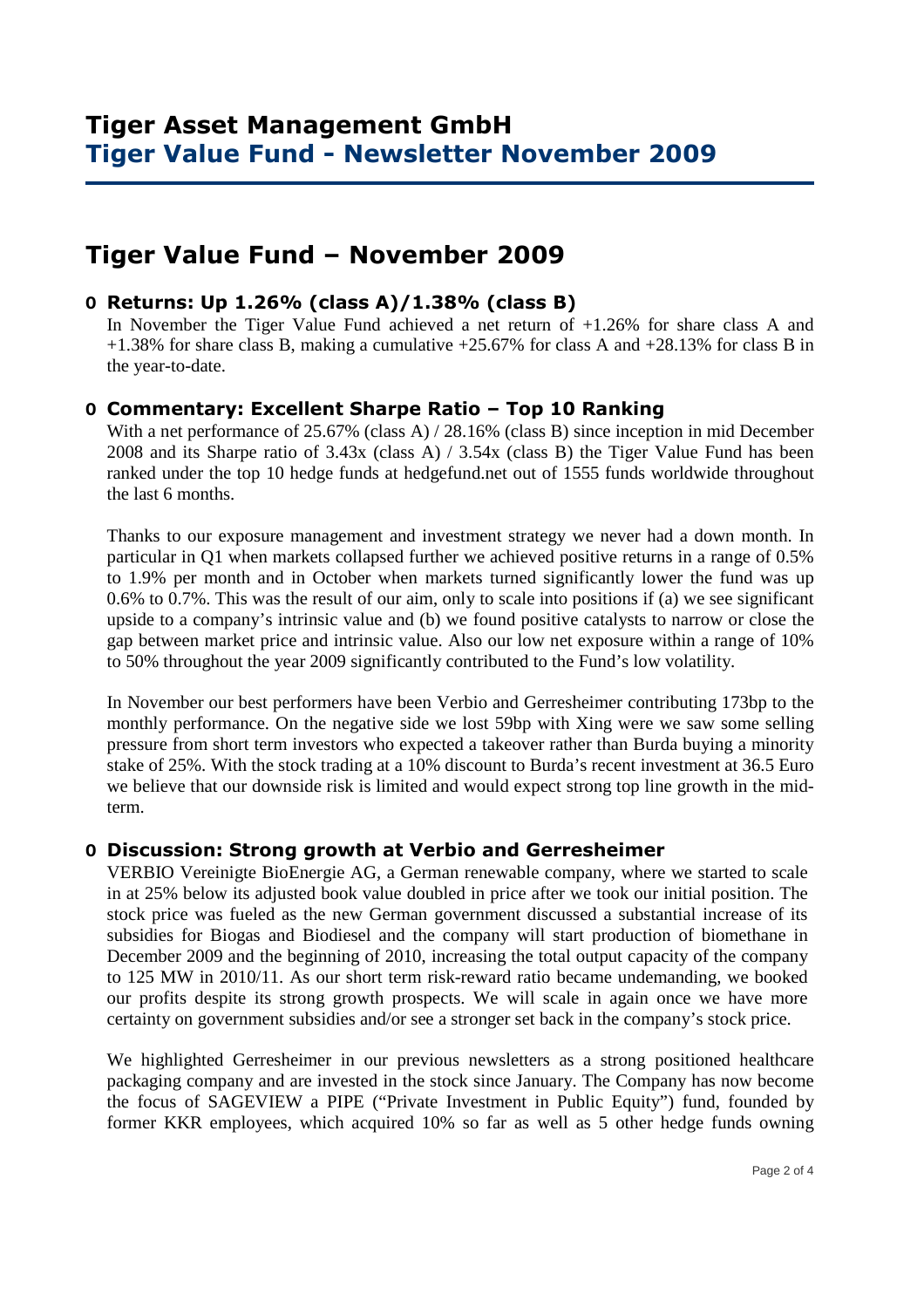# Tiger Asset Management GmbH
## Tiger Value Fund - Newsletter November 2009

# Tiger Value Fund – November 2009

### Returns: Up 1.26% (class A)/1.38% (class B)

In November the Tiger Value Fund achieved a net return of +1.26% for share class A and +1.38% for share class B, making a cumulative +25.67% for class A and +28.13% for class B in the year-to-date.

### Commentary: Excellent Sharpe Ratio – Top 10 Ranking

With a net performance of 25.67% (class A) / 28.16% (class B) since inception in mid December 2008 and its Sharpe ratio of 3.43x (class A) / 3.54x (class B) the Tiger Value Fund has been ranked under the top 10 hedge funds at hedgefund.net out of 1555 funds worldwide throughout the last 6 months.

Thanks to our exposure management and investment strategy we never had a down month. In particular in Q1 when markets collapsed further we achieved positive returns in a range of 0.5% to 1.9% per month and in October when markets turned significantly lower the fund was up 0.6% to 0.7%. This was the result of our aim, only to scale into positions if (a) we see significant upside to a company's intrinsic value and (b) we found positive catalysts to narrow or close the gap between market price and intrinsic value. Also our low net exposure within a range of 10% to 50% throughout the year 2009 significantly contributed to the Fund's low volatility.

In November our best performers have been Verbio and Gerresheimer contributing 173bp to the monthly performance. On the negative side we lost 59bp with Xing were we saw some selling pressure from short term investors who expected a takeover rather than Burda buying a minority stake of 25%. With the stock trading at a 10% discount to Burda's recent investment at 36.5 Euro we believe that our downside risk is limited and would expect strong top line growth in the mid-term.

### Discussion: Strong growth at Verbio and Gerresheimer

VERBIO Vereinigte BioEnergie AG, a German renewable company, where we started to scale in at 25% below its adjusted book value doubled in price after we took our initial position. The stock price was fueled as the new German government discussed a substantial increase of its subsidies for Biogas and Biodiesel and the company will start production of biomethane in December 2009 and the beginning of 2010, increasing the total output capacity of the company to 125 MW in 2010/11. As our short term risk-reward ratio became undemanding, we booked our profits despite its strong growth prospects. We will scale in again once we have more certainty on government subsidies and/or see a stronger set back in the company's stock price.

We highlighted Gerresheimer in our previous newsletters as a strong positioned healthcare packaging company and are invested in the stock since January. The Company has now become the focus of SAGEVIEW a PIPE ("Private Investment in Public Equity") fund, founded by former KKR employees, which acquired 10% so far as well as 5 other hedge funds owning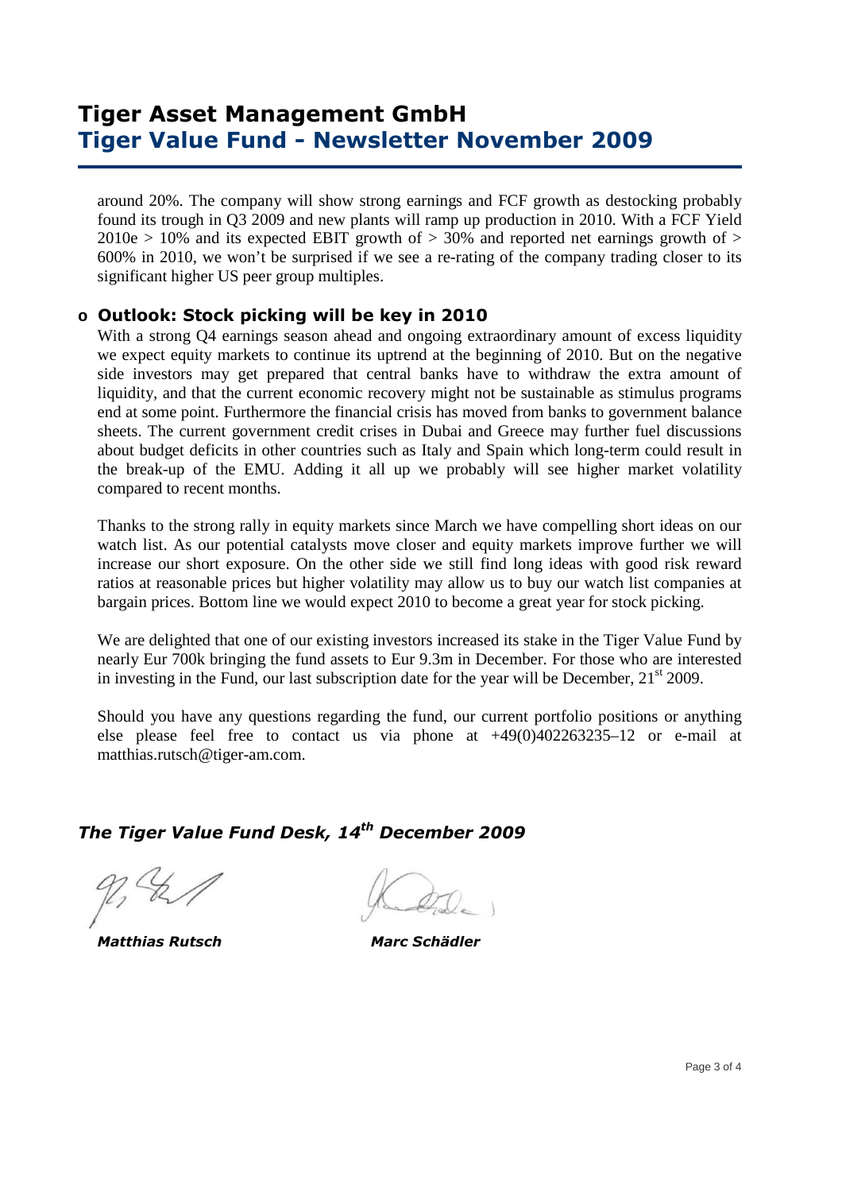around 20%. The company will show strong earnings and FCF growth as destocking probably found its trough in Q3 2009 and new plants will ramp up production in 2010. With a FCF Yield 2010e > 10% and its expected EBIT growth of > 30% and reported net earnings growth of > 600% in 2010, we won't be surprised if we see a re-rating of the company trading closer to its significant higher US peer group multiples.

- **Outlook: Stock picking will be key in 2010**

With a strong Q4 earnings season ahead and ongoing extraordinary amount of excess liquidity we expect equity markets to continue its uptrend at the beginning of 2010. But on the negative side investors may get prepared that central banks have to withdraw the extra amount of liquidity, and that the current economic recovery might not be sustainable as stimulus programs end at some point. Furthermore the financial crisis has moved from banks to government balance sheets. The current government credit crises in Dubai and Greece may further fuel discussions about budget deficits in other countries such as Italy and Spain which long-term could result in the break-up of the EMU. Adding it all up we probably will see higher market volatility compared to recent months.

Thanks to the strong rally in equity markets since March we have compelling short ideas on our watch list. As our potential catalysts move closer and equity markets improve further we will increase our short exposure. On the other side we still find long ideas with good risk reward ratios at reasonable prices but higher volatility may allow us to buy our watch list companies at bargain prices. Bottom line we would expect 2010 to become a great year for stock picking.

We are delighted that one of our existing investors increased its stake in the Tiger Value Fund by nearly Eur 700k bringing the fund assets to Eur 9.3m in December. For those who are interested in investing in the Fund, our last subscription date for the year will be December, 21st 2009.

Should you have any questions regarding the fund, our current portfolio positions or anything else please feel free to contact us via phone at +49(0)402263235–12 or e-mail at matthias.rutsch@tiger-am.com.

***The Tiger Value Fund Desk, 14th December 2009***

***Matthias Rutsch*** ***Marc Schädler***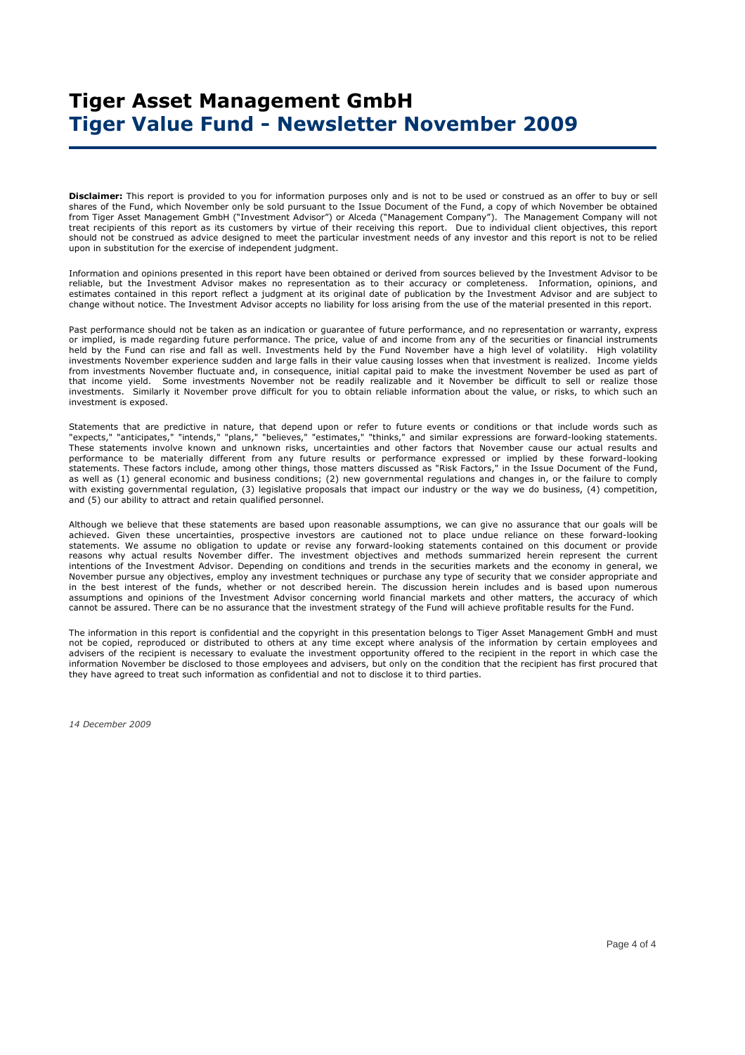# Tiger Asset Management GmbH
## Tiger Value Fund - Newsletter November 2009

**Disclaimer:** This report is provided to you for information purposes only and is not to be used or construed as an offer to buy or sell shares of the Fund, which November only be sold pursuant to the Issue Document of the Fund, a copy of which November be obtained from Tiger Asset Management GmbH ("Investment Advisor") or Alceda ("Management Company"). The Management Company will not treat recipients of this report as its customers by virtue of their receiving this report. Due to individual client objectives, this report should not be construed as advice designed to meet the particular investment needs of any investor and this report is not to be relied upon in substitution for the exercise of independent judgment.

Information and opinions presented in this report have been obtained or derived from sources believed by the Investment Advisor to be reliable, but the Investment Advisor makes no representation as to their accuracy or completeness. Information, opinions, and estimates contained in this report reflect a judgment at its original date of publication by the Investment Advisor and are subject to change without notice. The Investment Advisor accepts no liability for loss arising from the use of the material presented in this report.

Past performance should not be taken as an indication or guarantee of future performance, and no representation or warranty, express or implied, is made regarding future performance. The price, value of and income from any of the securities or financial instruments held by the Fund can rise and fall as well. Investments held by the Fund November have a high level of volatility. High volatility investments November experience sudden and large falls in their value causing losses when that investment is realized. Income yields from investments November fluctuate and, in consequence, initial capital paid to make the investment November be used as part of that income yield. Some investments November not be readily realizable and it November be difficult to sell or realize those investments. Similarly it November prove difficult for you to obtain reliable information about the value, or risks, to which such an investment is exposed.

Statements that are predictive in nature, that depend upon or refer to future events or conditions or that include words such as "expects," "anticipates," "intends," "plans," "believes," "estimates," "thinks," and similar expressions are forward-looking statements. These statements involve known and unknown risks, uncertainties and other factors that November cause our actual results and performance to be materially different from any future results or performance expressed or implied by these forward-looking statements. These factors include, among other things, those matters discussed as "Risk Factors," in the Issue Document of the Fund, as well as (1) general economic and business conditions; (2) new governmental regulations and changes in, or the failure to comply with existing governmental regulation, (3) legislative proposals that impact our industry or the way we do business, (4) competition, and (5) our ability to attract and retain qualified personnel.

Although we believe that these statements are based upon reasonable assumptions, we can give no assurance that our goals will be achieved. Given these uncertainties, prospective investors are cautioned not to place undue reliance on these forward-looking statements. We assume no obligation to update or revise any forward-looking statements contained on this document or provide reasons why actual results November differ. The investment objectives and methods summarized herein represent the current intentions of the Investment Advisor. Depending on conditions and trends in the securities markets and the economy in general, we November pursue any objectives, employ any investment techniques or purchase any type of security that we consider appropriate and in the best interest of the funds, whether or not described herein. The discussion herein includes and is based upon numerous assumptions and opinions of the Investment Advisor concerning world financial markets and other matters, the accuracy of which cannot be assured. There can be no assurance that the investment strategy of the Fund will achieve profitable results for the Fund.

The information in this report is confidential and the copyright in this presentation belongs to Tiger Asset Management GmbH and must not be copied, reproduced or distributed to others at any time except where analysis of the information by certain employees and advisers of the recipient is necessary to evaluate the investment opportunity offered to the recipient in the report in which case the information November be disclosed to those employees and advisers, but only on the condition that the recipient has first procured that they have agreed to treat such information as confidential and not to disclose it to third parties.

*14 December 2009*